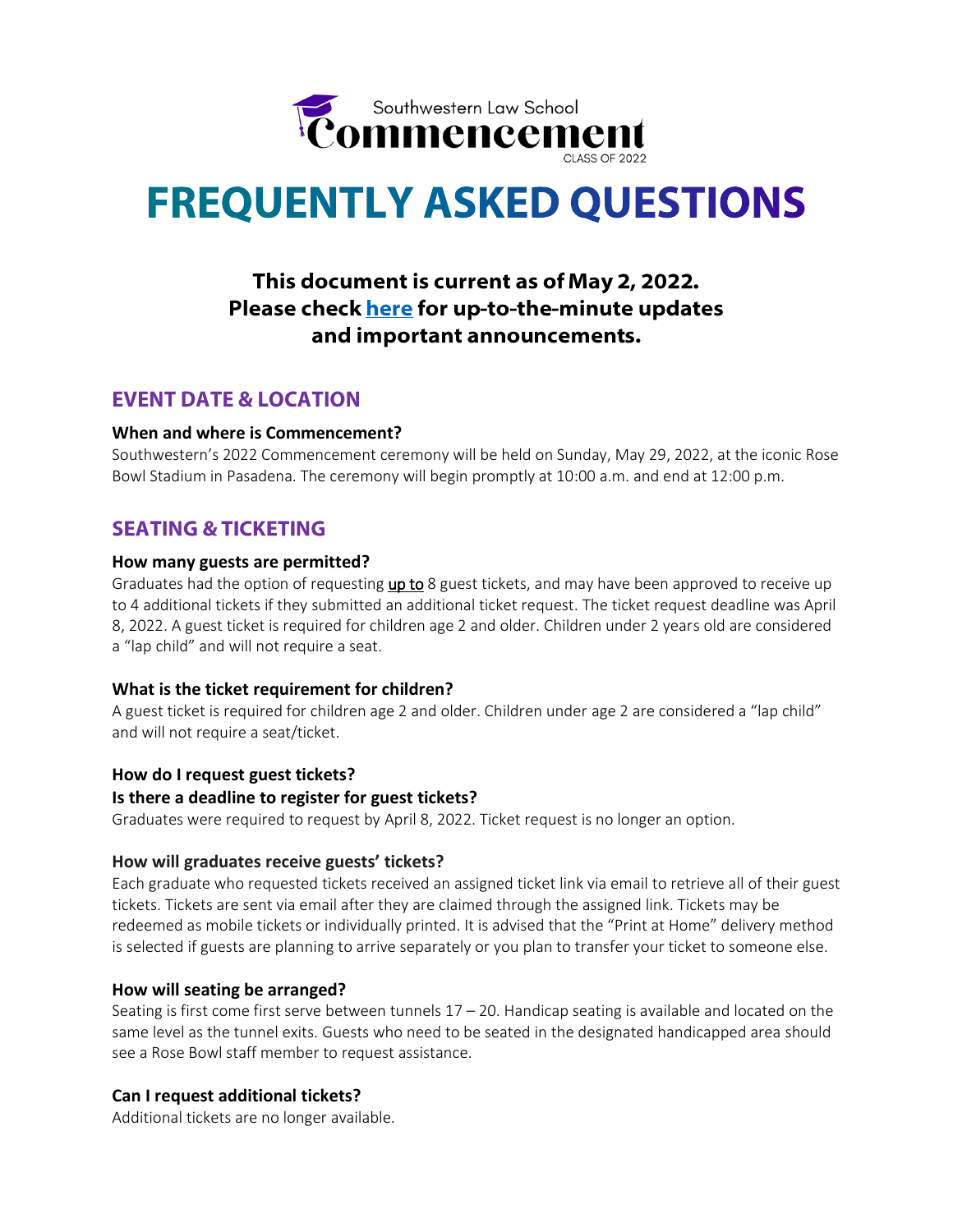Southwestern Law School

**Commencement**

CLASS OF 2022

# FREQUENTLY ASKED QUESTIONS

**This document is current as of May 2, 2022.**
**Please check [here](#) for up-to-the-minute updates and important announcements.**

## EVENT DATE & LOCATION

**When and where is Commencement?**

Southwestern's 2022 Commencement ceremony will be held on Sunday, May 29, 2022, at the iconic Rose Bowl Stadium in Pasadena. The ceremony will begin promptly at 10:00 a.m. and end at 12:00 p.m.

## SEATING & TICKETING

**How many guests are permitted?**

Graduates had the option of requesting up to 8 guest tickets, and may have been approved to receive up to 4 additional tickets if they submitted an additional ticket request. The ticket request deadline was April 8, 2022. A guest ticket is required for children age 2 and older. Children under 2 years old are considered a "lap child" and will not require a seat.

**What is the ticket requirement for children?**

A guest ticket is required for children age 2 and older. Children under age 2 are considered a "lap child" and will not require a seat/ticket.

**How do I request guest tickets?**
**Is there a deadline to register for guest tickets?**

Graduates were required to request by April 8, 2022. Ticket request is no longer an option.

**How will graduates receive guests' tickets?**

Each graduate who requested tickets received an assigned ticket link via email to retrieve all of their guest tickets. Tickets are sent via email after they are claimed through the assigned link. Tickets may be redeemed as mobile tickets or individually printed. It is advised that the "Print at Home" delivery method is selected if guests are planning to arrive separately or you plan to transfer your ticket to someone else.

**How will seating be arranged?**

Seating is first come first serve between tunnels 17 – 20. Handicap seating is available and located on the same level as the tunnel exits. Guests who need to be seated in the designated handicapped area should see a Rose Bowl staff member to request assistance.

**Can I request additional tickets?**

Additional tickets are no longer available.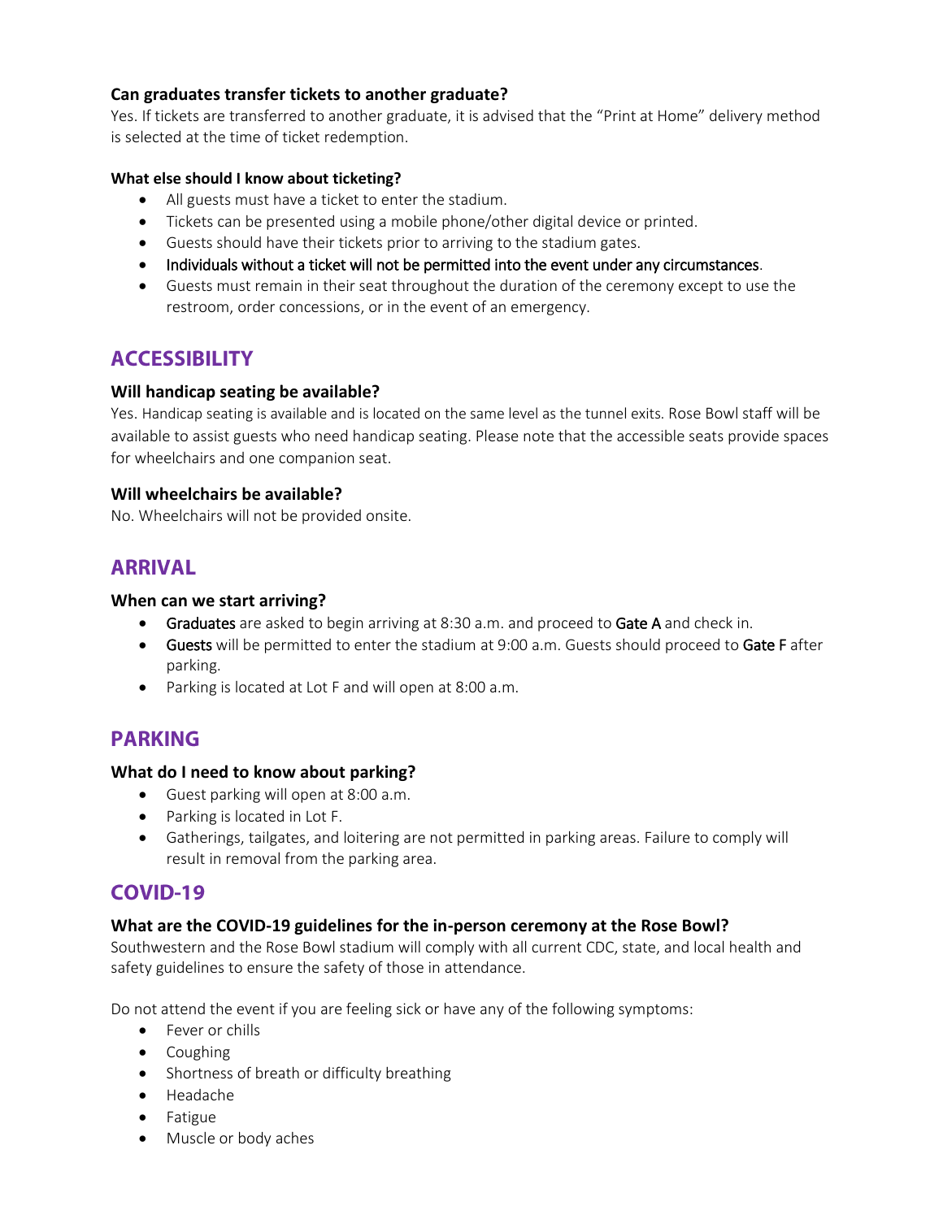### Can graduates transfer tickets to another graduate?

Yes. If tickets are transferred to another graduate, it is advised that the "Print at Home" delivery method is selected at the time of ticket redemption.

#### What else should I know about ticketing?

- All guests must have a ticket to enter the stadium.
- Tickets can be presented using a mobile phone/other digital device or printed.
- Guests should have their tickets prior to arriving to the stadium gates.
- Individuals without a ticket will not be permitted into the event under any circumstances.
- Guests must remain in their seat throughout the duration of the ceremony except to use the restroom, order concessions, or in the event of an emergency.

## ACCESSIBILITY

### Will handicap seating be available?

Yes. Handicap seating is available and is located on the same level as the tunnel exits. Rose Bowl staff will be available to assist guests who need handicap seating. Please note that the accessible seats provide spaces for wheelchairs and one companion seat.

### Will wheelchairs be available?

No. Wheelchairs will not be provided onsite.

## ARRIVAL

### When can we start arriving?

- Graduates are asked to begin arriving at 8:30 a.m. and proceed to Gate A and check in.
- Guests will be permitted to enter the stadium at 9:00 a.m. Guests should proceed to Gate F after parking.
- Parking is located at Lot F and will open at 8:00 a.m.

## PARKING

### What do I need to know about parking?

- Guest parking will open at 8:00 a.m.
- Parking is located in Lot F.
- Gatherings, tailgates, and loitering are not permitted in parking areas. Failure to comply will result in removal from the parking area.

## COVID-19

### What are the COVID-19 guidelines for the in-person ceremony at the Rose Bowl?

Southwestern and the Rose Bowl stadium will comply with all current CDC, state, and local health and safety guidelines to ensure the safety of those in attendance.

Do not attend the event if you are feeling sick or have any of the following symptoms:

- Fever or chills
- Coughing
- Shortness of breath or difficulty breathing
- Headache
- Fatigue
- Muscle or body aches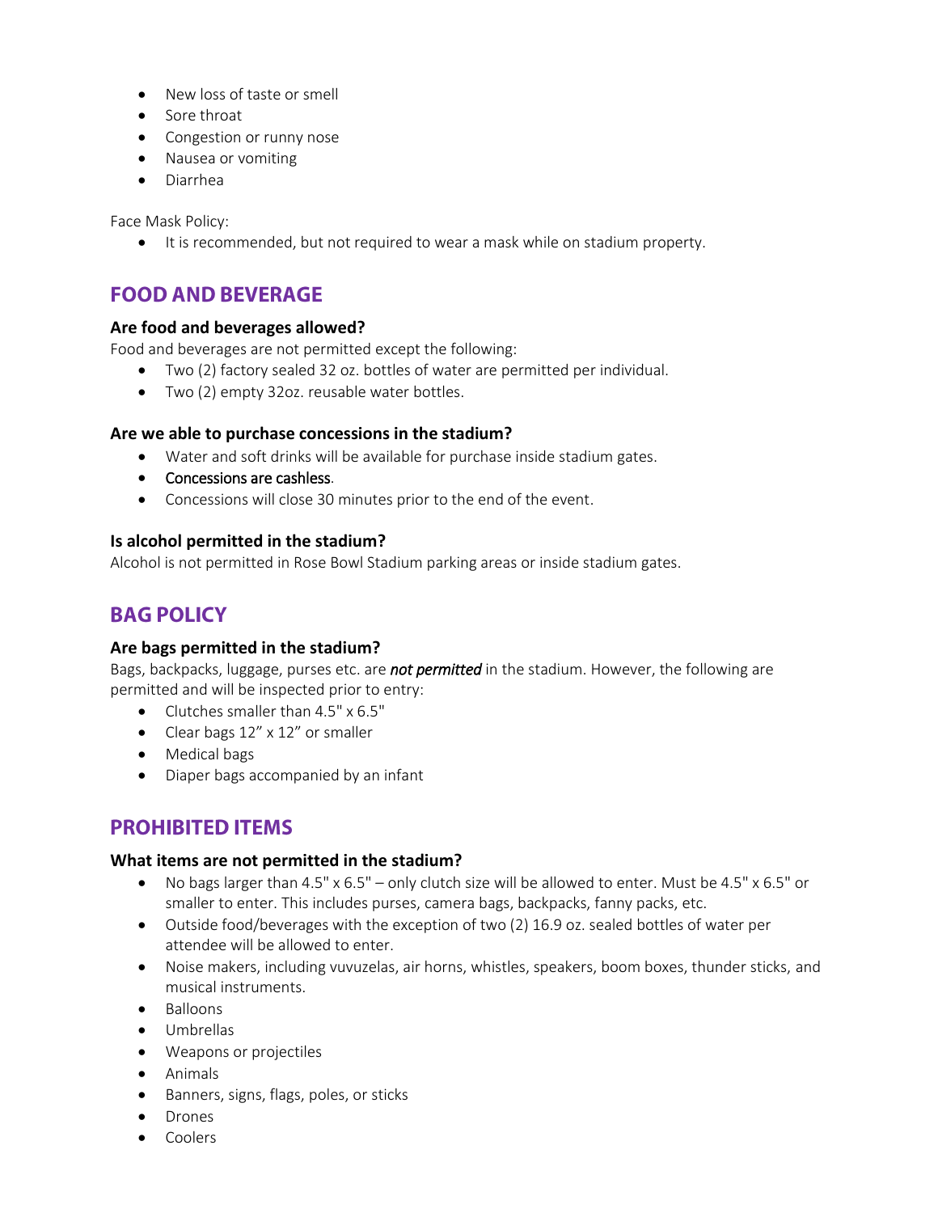- New loss of taste or smell
- Sore throat
- Congestion or runny nose
- Nausea or vomiting
- Diarrhea

Face Mask Policy:

- It is recommended, but not required to wear a mask while on stadium property.

## FOOD AND BEVERAGE

### Are food and beverages allowed?

Food and beverages are not permitted except the following:

- Two (2) factory sealed 32 oz. bottles of water are permitted per individual.
- Two (2) empty 32oz. reusable water bottles.

### Are we able to purchase concessions in the stadium?

- Water and soft drinks will be available for purchase inside stadium gates.
- Concessions are cashless.
- Concessions will close 30 minutes prior to the end of the event.

### Is alcohol permitted in the stadium?

Alcohol is not permitted in Rose Bowl Stadium parking areas or inside stadium gates.

## BAG POLICY

### Are bags permitted in the stadium?

Bags, backpacks, luggage, purses etc. are ***not permitted*** in the stadium. However, the following are permitted and will be inspected prior to entry:

- Clutches smaller than 4.5" x 6.5"
- Clear bags 12" x 12" or smaller
- Medical bags
- Diaper bags accompanied by an infant

## PROHIBITED ITEMS

### What items are not permitted in the stadium?

- No bags larger than 4.5" x 6.5" – only clutch size will be allowed to enter. Must be 4.5" x 6.5" or smaller to enter. This includes purses, camera bags, backpacks, fanny packs, etc.
- Outside food/beverages with the exception of two (2) 16.9 oz. sealed bottles of water per attendee will be allowed to enter.
- Noise makers, including vuvuzelas, air horns, whistles, speakers, boom boxes, thunder sticks, and musical instruments.
- Balloons
- Umbrellas
- Weapons or projectiles
- Animals
- Banners, signs, flags, poles, or sticks
- Drones
- Coolers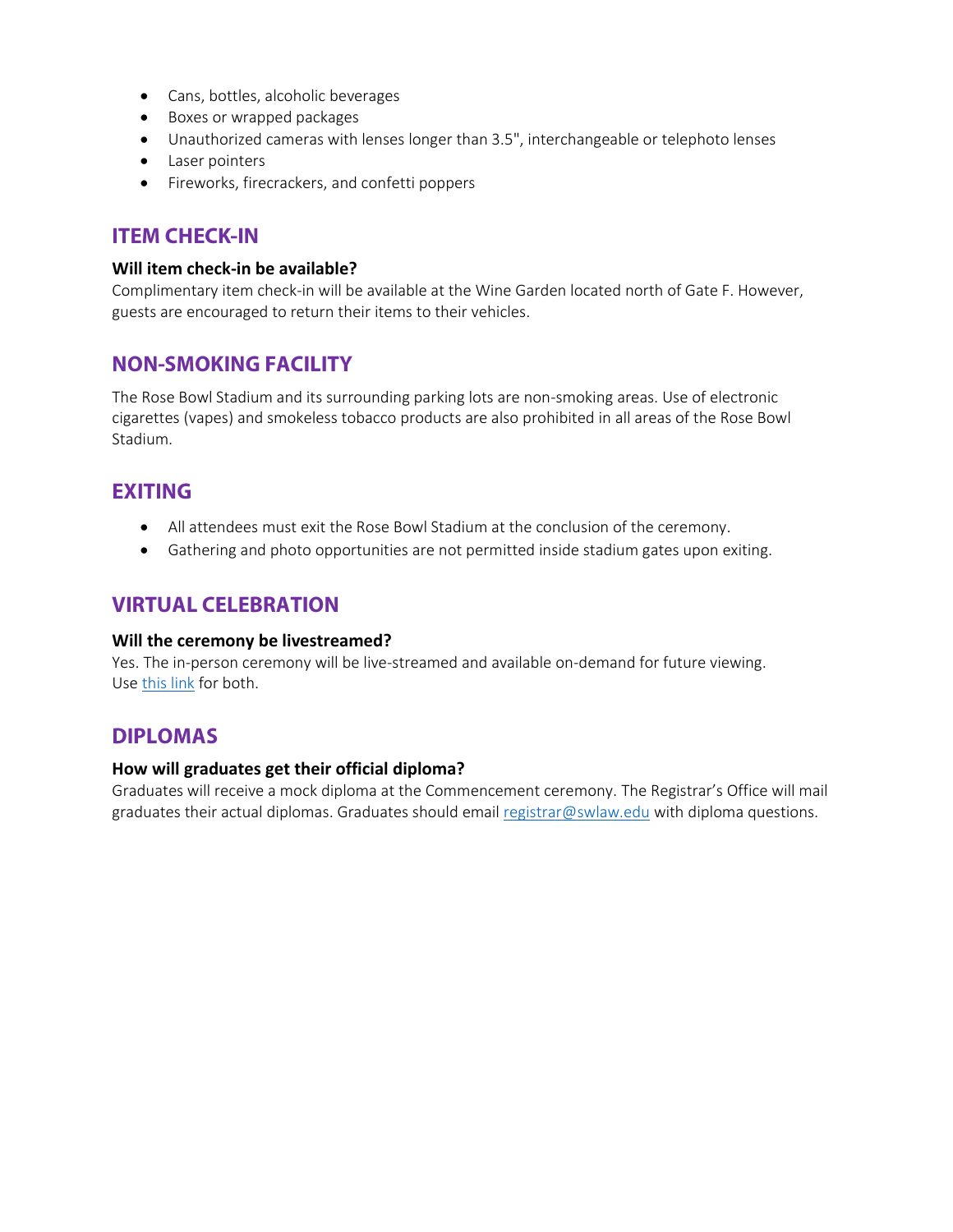- Cans, bottles, alcoholic beverages
- Boxes or wrapped packages
- Unauthorized cameras with lenses longer than 3.5", interchangeable or telephoto lenses
- Laser pointers
- Fireworks, firecrackers, and confetti poppers

## ITEM CHECK-IN

**Will item check-in be available?**
Complimentary item check-in will be available at the Wine Garden located north of Gate F. However, guests are encouraged to return their items to their vehicles.

## NON-SMOKING FACILITY

The Rose Bowl Stadium and its surrounding parking lots are non-smoking areas. Use of electronic cigarettes (vapes) and smokeless tobacco products are also prohibited in all areas of the Rose Bowl Stadium.

## EXITING

- All attendees must exit the Rose Bowl Stadium at the conclusion of the ceremony.
- Gathering and photo opportunities are not permitted inside stadium gates upon exiting.

## VIRTUAL CELEBRATION

**Will the ceremony be livestreamed?**
Yes. The in-person ceremony will be live-streamed and available on-demand for future viewing. Use this link for both.

## DIPLOMAS

**How will graduates get their official diploma?**
Graduates will receive a mock diploma at the Commencement ceremony. The Registrar's Office will mail graduates their actual diplomas. Graduates should email registrar@swlaw.edu with diploma questions.